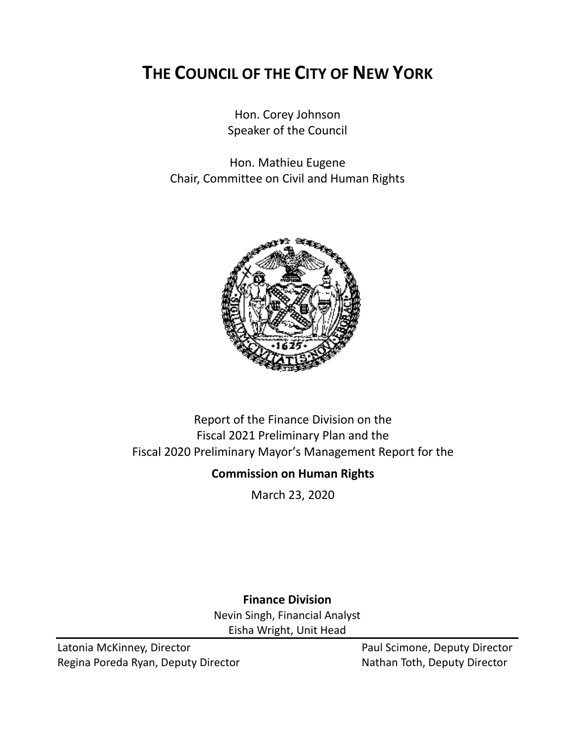# THE COUNCIL OF THE CITY OF NEW YORK

Hon. Corey Johnson
Speaker of the Council

Hon. Mathieu Eugene
Chair, Committee on Civil and Human Rights

Report of the Finance Division on the
Fiscal 2021 Preliminary Plan and the
Fiscal 2020 Preliminary Mayor's Management Report for the

**Commission on Human Rights**

March 23, 2020

**Finance Division**

Nevin Singh, Financial Analyst
Eisha Wright, Unit Head

Latonia McKinney, Director
Regina Poreda Ryan, Deputy Director
Paul Scimone, Deputy Director
Nathan Toth, Deputy Director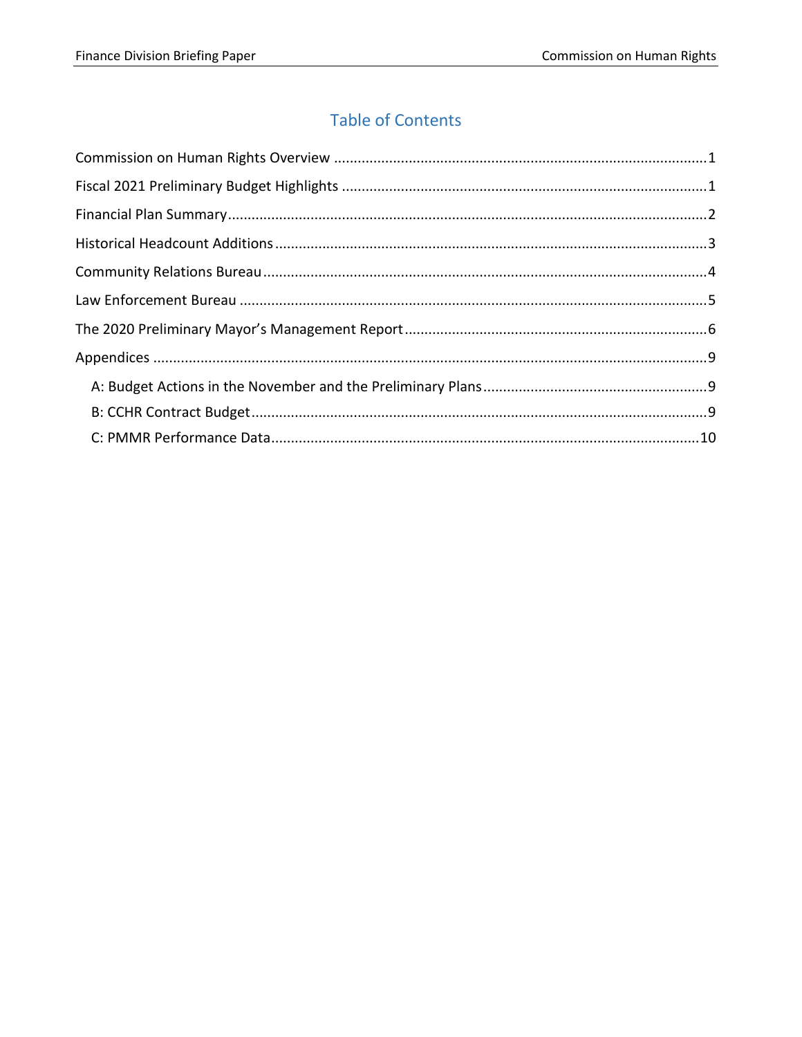# Table of Contents

Commission on Human Rights Overview ....... 1

Fiscal 2021 Preliminary Budget Highlights ....... 1

Financial Plan Summary ....... 2

Historical Headcount Additions ....... 3

Community Relations Bureau ....... 4

Law Enforcement Bureau ....... 5

The 2020 Preliminary Mayor's Management Report ....... 6

Appendices ....... 9

- A: Budget Actions in the November and the Preliminary Plans ....... 9
- B: CCHR Contract Budget ....... 9
- C: PMMR Performance Data ....... 10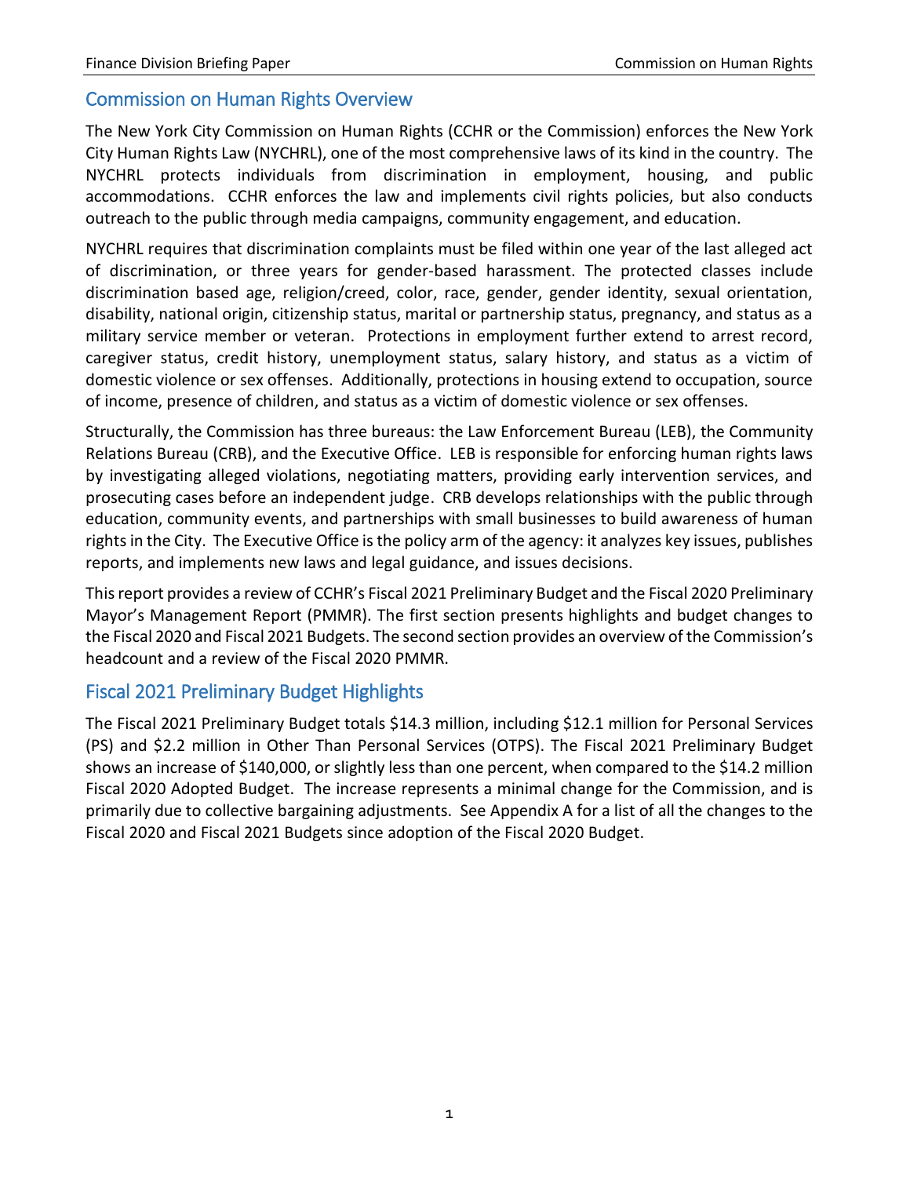## Commission on Human Rights Overview

The New York City Commission on Human Rights (CCHR or the Commission) enforces the New York City Human Rights Law (NYCHRL), one of the most comprehensive laws of its kind in the country. The NYCHRL protects individuals from discrimination in employment, housing, and public accommodations. CCHR enforces the law and implements civil rights policies, but also conducts outreach to the public through media campaigns, community engagement, and education.

NYCHRL requires that discrimination complaints must be filed within one year of the last alleged act of discrimination, or three years for gender-based harassment. The protected classes include discrimination based age, religion/creed, color, race, gender, gender identity, sexual orientation, disability, national origin, citizenship status, marital or partnership status, pregnancy, and status as a military service member or veteran. Protections in employment further extend to arrest record, caregiver status, credit history, unemployment status, salary history, and status as a victim of domestic violence or sex offenses. Additionally, protections in housing extend to occupation, source of income, presence of children, and status as a victim of domestic violence or sex offenses.

Structurally, the Commission has three bureaus: the Law Enforcement Bureau (LEB), the Community Relations Bureau (CRB), and the Executive Office. LEB is responsible for enforcing human rights laws by investigating alleged violations, negotiating matters, providing early intervention services, and prosecuting cases before an independent judge. CRB develops relationships with the public through education, community events, and partnerships with small businesses to build awareness of human rights in the City. The Executive Office is the policy arm of the agency: it analyzes key issues, publishes reports, and implements new laws and legal guidance, and issues decisions.

This report provides a review of CCHR's Fiscal 2021 Preliminary Budget and the Fiscal 2020 Preliminary Mayor's Management Report (PMMR). The first section presents highlights and budget changes to the Fiscal 2020 and Fiscal 2021 Budgets. The second section provides an overview of the Commission's headcount and a review of the Fiscal 2020 PMMR.

## Fiscal 2021 Preliminary Budget Highlights

The Fiscal 2021 Preliminary Budget totals $14.3 million, including $12.1 million for Personal Services (PS) and $2.2 million in Other Than Personal Services (OTPS). The Fiscal 2021 Preliminary Budget shows an increase of $140,000, or slightly less than one percent, when compared to the $14.2 million Fiscal 2020 Adopted Budget. The increase represents a minimal change for the Commission, and is primarily due to collective bargaining adjustments. See Appendix A for a list of all the changes to the Fiscal 2020 and Fiscal 2021 Budgets since adoption of the Fiscal 2020 Budget.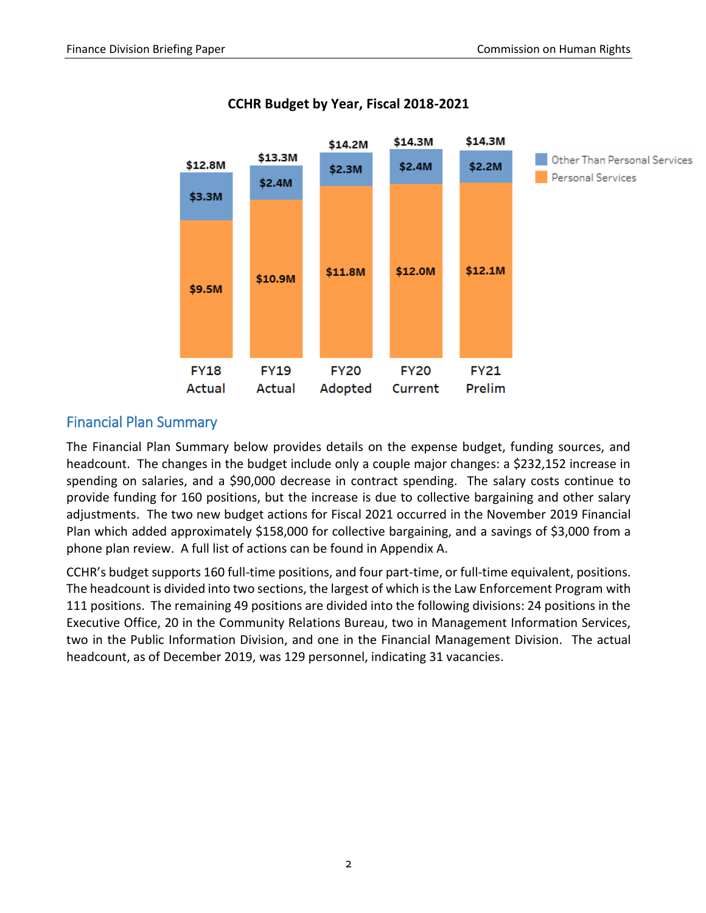**CCHR Budget by Year, Fiscal 2018-2021**

| | FY18 Actual | FY19 Actual | FY20 Adopted | FY20 Current | FY21 Prelim |
|---|---|---|---|---|---|
| Other Than Personal Services | $3.3M | $2.4M | $2.3M | $2.4M | $2.2M |
| Personal Services | $9.5M | $10.9M | $11.8M | $12.0M | $12.1M |
| Total | $12.8M | $13.3M | $14.2M | $14.3M | $14.3M |

## Financial Plan Summary

The Financial Plan Summary below provides details on the expense budget, funding sources, and headcount. The changes in the budget include only a couple major changes: a $232,152 increase in spending on salaries, and a $90,000 decrease in contract spending. The salary costs continue to provide funding for 160 positions, but the increase is due to collective bargaining and other salary adjustments. The two new budget actions for Fiscal 2021 occurred in the November 2019 Financial Plan which added approximately $158,000 for collective bargaining, and a savings of $3,000 from a phone plan review. A full list of actions can be found in Appendix A.

CCHR's budget supports 160 full-time positions, and four part-time, or full-time equivalent, positions. The headcount is divided into two sections, the largest of which is the Law Enforcement Program with 111 positions. The remaining 49 positions are divided into the following divisions: 24 positions in the Executive Office, 20 in the Community Relations Bureau, two in Management Information Services, two in the Public Information Division, and one in the Financial Management Division. The actual headcount, as of December 2019, was 129 personnel, indicating 31 vacancies.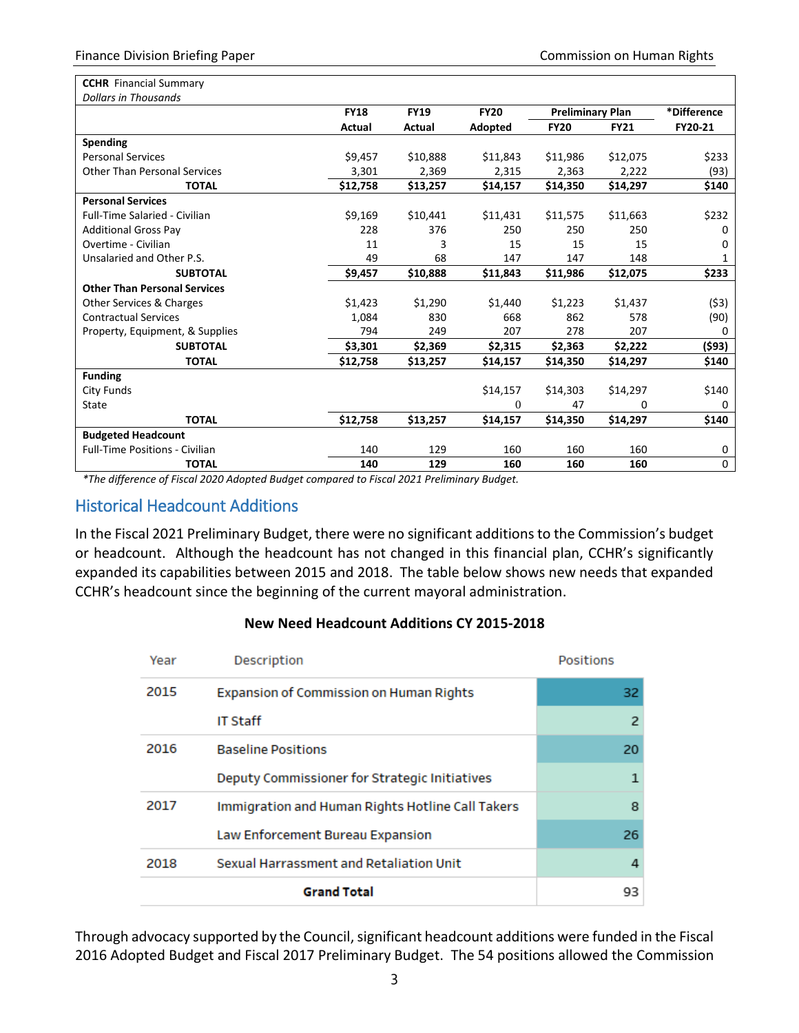| **CCHR** Financial Summary *Dollars in Thousands* | | | | | | |
|---|---|---|---|---|---|---|
| | **FY18** | **FY19** | **FY20** | **Preliminary Plan** | | ***Difference** |
| | **Actual** | **Actual** | **Adopted** | **FY20** | **FY21** | **FY20-21** |
| **Spending** | | | | | | |
| Personal Services | $9,457 | $10,888 | $11,843 | $11,986 | $12,075 | $233 |
| Other Than Personal Services | 3,301 | 2,369 | 2,315 | 2,363 | 2,222 | (93) |
| **TOTAL** | **$12,758** | **$13,257** | **$14,157** | **$14,350** | **$14,297** | **$140** |
| **Personal Services** | | | | | | |
| Full-Time Salaried - Civilian | $9,169 | $10,441 | $11,431 | $11,575 | $11,663 | $232 |
| Additional Gross Pay | 228 | 376 | 250 | 250 | 250 | 0 |
| Overtime - Civilian | 11 | 3 | 15 | 15 | 15 | 0 |
| Unsalaried and Other P.S. | 49 | 68 | 147 | 147 | 148 | 1 |
| **SUBTOTAL** | **$9,457** | **$10,888** | **$11,843** | **$11,986** | **$12,075** | **$233** |
| **Other Than Personal Services** | | | | | | |
| Other Services & Charges | $1,423 | $1,290 | $1,440 | $1,223 | $1,437 | ($3) |
| Contractual Services | 1,084 | 830 | 668 | 862 | 578 | (90) |
| Property, Equipment, & Supplies | 794 | 249 | 207 | 278 | 207 | 0 |
| **SUBTOTAL** | **$3,301** | **$2,369** | **$2,315** | **$2,363** | **$2,222** | **($93)** |
| **TOTAL** | **$12,758** | **$13,257** | **$14,157** | **$14,350** | **$14,297** | **$140** |
| **Funding** | | | | | | |
| City Funds | | | $14,157 | $14,303 | $14,297 | $140 |
| State | | | 0 | 47 | 0 | 0 |
| **TOTAL** | **$12,758** | **$13,257** | **$14,157** | **$14,350** | **$14,297** | **$140** |
| **Budgeted Headcount** | | | | | | |
| Full-Time Positions - Civilian | 140 | 129 | 160 | 160 | 160 | 0 |
| **TOTAL** | **140** | **129** | **160** | **160** | **160** | **0** |

*\*The difference of Fiscal 2020 Adopted Budget compared to Fiscal 2021 Preliminary Budget.*

## Historical Headcount Additions

In the Fiscal 2021 Preliminary Budget, there were no significant additions to the Commission's budget or headcount. Although the headcount has not changed in this financial plan, CCHR's significantly expanded its capabilities between 2015 and 2018. The table below shows new needs that expanded CCHR's headcount since the beginning of the current mayoral administration.

**New Need Headcount Additions CY 2015-2018**

| Year | Description | Positions |
|---|---|---|
| 2015 | Expansion of Commission on Human Rights | 32 |
| | IT Staff | 2 |
| 2016 | Baseline Positions | 20 |
| | Deputy Commissioner for Strategic Initiatives | 1 |
| 2017 | Immigration and Human Rights Hotline Call Takers | 8 |
| | Law Enforcement Bureau Expansion | 26 |
| 2018 | Sexual Harrassment and Retaliation Unit | 4 |
| | **Grand Total** | 93 |

Through advocacy supported by the Council, significant headcount additions were funded in the Fiscal 2016 Adopted Budget and Fiscal 2017 Preliminary Budget. The 54 positions allowed the Commission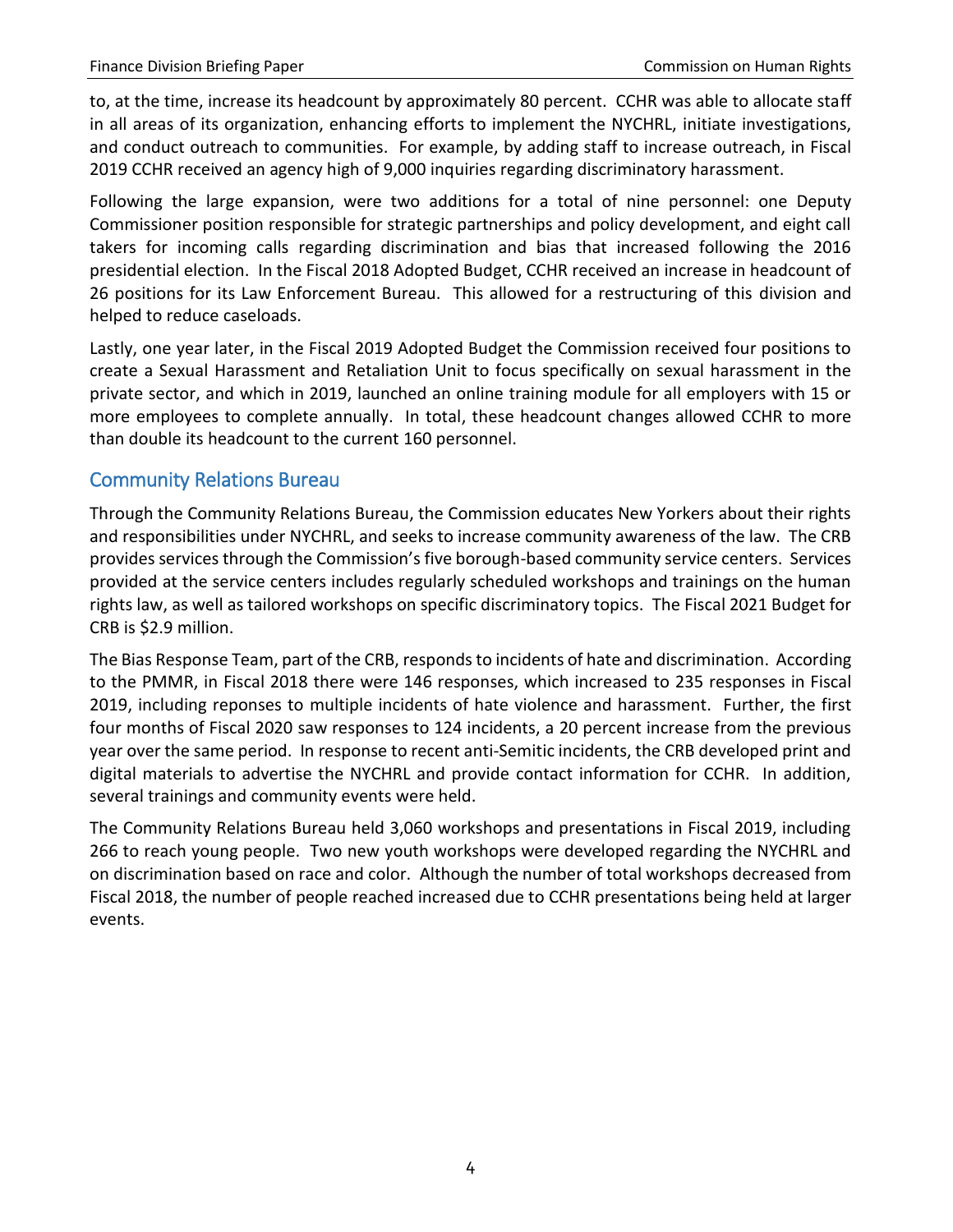to, at the time, increase its headcount by approximately 80 percent. CCHR was able to allocate staff in all areas of its organization, enhancing efforts to implement the NYCHRL, initiate investigations, and conduct outreach to communities. For example, by adding staff to increase outreach, in Fiscal 2019 CCHR received an agency high of 9,000 inquiries regarding discriminatory harassment.

Following the large expansion, were two additions for a total of nine personnel: one Deputy Commissioner position responsible for strategic partnerships and policy development, and eight call takers for incoming calls regarding discrimination and bias that increased following the 2016 presidential election. In the Fiscal 2018 Adopted Budget, CCHR received an increase in headcount of 26 positions for its Law Enforcement Bureau. This allowed for a restructuring of this division and helped to reduce caseloads.

Lastly, one year later, in the Fiscal 2019 Adopted Budget the Commission received four positions to create a Sexual Harassment and Retaliation Unit to focus specifically on sexual harassment in the private sector, and which in 2019, launched an online training module for all employers with 15 or more employees to complete annually. In total, these headcount changes allowed CCHR to more than double its headcount to the current 160 personnel.

## Community Relations Bureau

Through the Community Relations Bureau, the Commission educates New Yorkers about their rights and responsibilities under NYCHRL, and seeks to increase community awareness of the law. The CRB provides services through the Commission's five borough-based community service centers. Services provided at the service centers includes regularly scheduled workshops and trainings on the human rights law, as well as tailored workshops on specific discriminatory topics. The Fiscal 2021 Budget for CRB is $2.9 million.

The Bias Response Team, part of the CRB, responds to incidents of hate and discrimination. According to the PMMR, in Fiscal 2018 there were 146 responses, which increased to 235 responses in Fiscal 2019, including reponses to multiple incidents of hate violence and harassment. Further, the first four months of Fiscal 2020 saw responses to 124 incidents, a 20 percent increase from the previous year over the same period. In response to recent anti-Semitic incidents, the CRB developed print and digital materials to advertise the NYCHRL and provide contact information for CCHR. In addition, several trainings and community events were held.

The Community Relations Bureau held 3,060 workshops and presentations in Fiscal 2019, including 266 to reach young people. Two new youth workshops were developed regarding the NYCHRL and on discrimination based on race and color. Although the number of total workshops decreased from Fiscal 2018, the number of people reached increased due to CCHR presentations being held at larger events.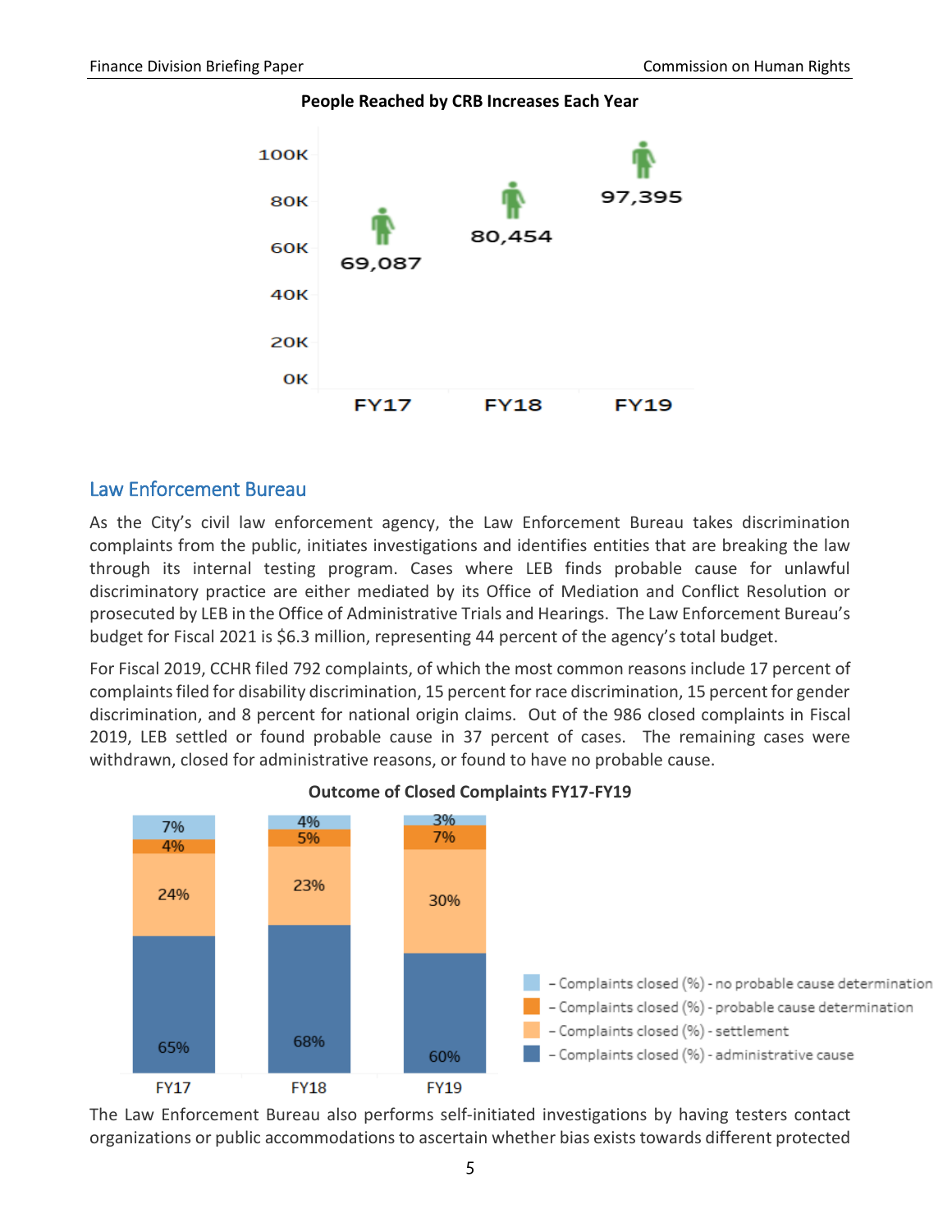**People Reached by CRB Increases Each Year**

| | FY17 | FY18 | FY19 |
|---|---|---|---|
| People Reached | 69,087 | 80,454 | 97,395 |

## Law Enforcement Bureau

As the City's civil law enforcement agency, the Law Enforcement Bureau takes discrimination complaints from the public, initiates investigations and identifies entities that are breaking the law through its internal testing program. Cases where LEB finds probable cause for unlawful discriminatory practice are either mediated by its Office of Mediation and Conflict Resolution or prosecuted by LEB in the Office of Administrative Trials and Hearings. The Law Enforcement Bureau's budget for Fiscal 2021 is $6.3 million, representing 44 percent of the agency's total budget.

For Fiscal 2019, CCHR filed 792 complaints, of which the most common reasons include 17 percent of complaints filed for disability discrimination, 15 percent for race discrimination, 15 percent for gender discrimination, and 8 percent for national origin claims. Out of the 986 closed complaints in Fiscal 2019, LEB settled or found probable cause in 37 percent of cases. The remaining cases were withdrawn, closed for administrative reasons, or found to have no probable cause.

**Outcome of Closed Complaints FY17-FY19**

| | FY17 | FY18 | FY19 |
|---|---|---|---|
| Complaints closed (%) - no probable cause determination | 7% | 4% | 3% |
| Complaints closed (%) - probable cause determination | 4% | 5% | 7% |
| Complaints closed (%) - settlement | 24% | 23% | 30% |
| Complaints closed (%) - administrative cause | 65% | 68% | 60% |

The Law Enforcement Bureau also performs self-initiated investigations by having testers contact organizations or public accommodations to ascertain whether bias exists towards different protected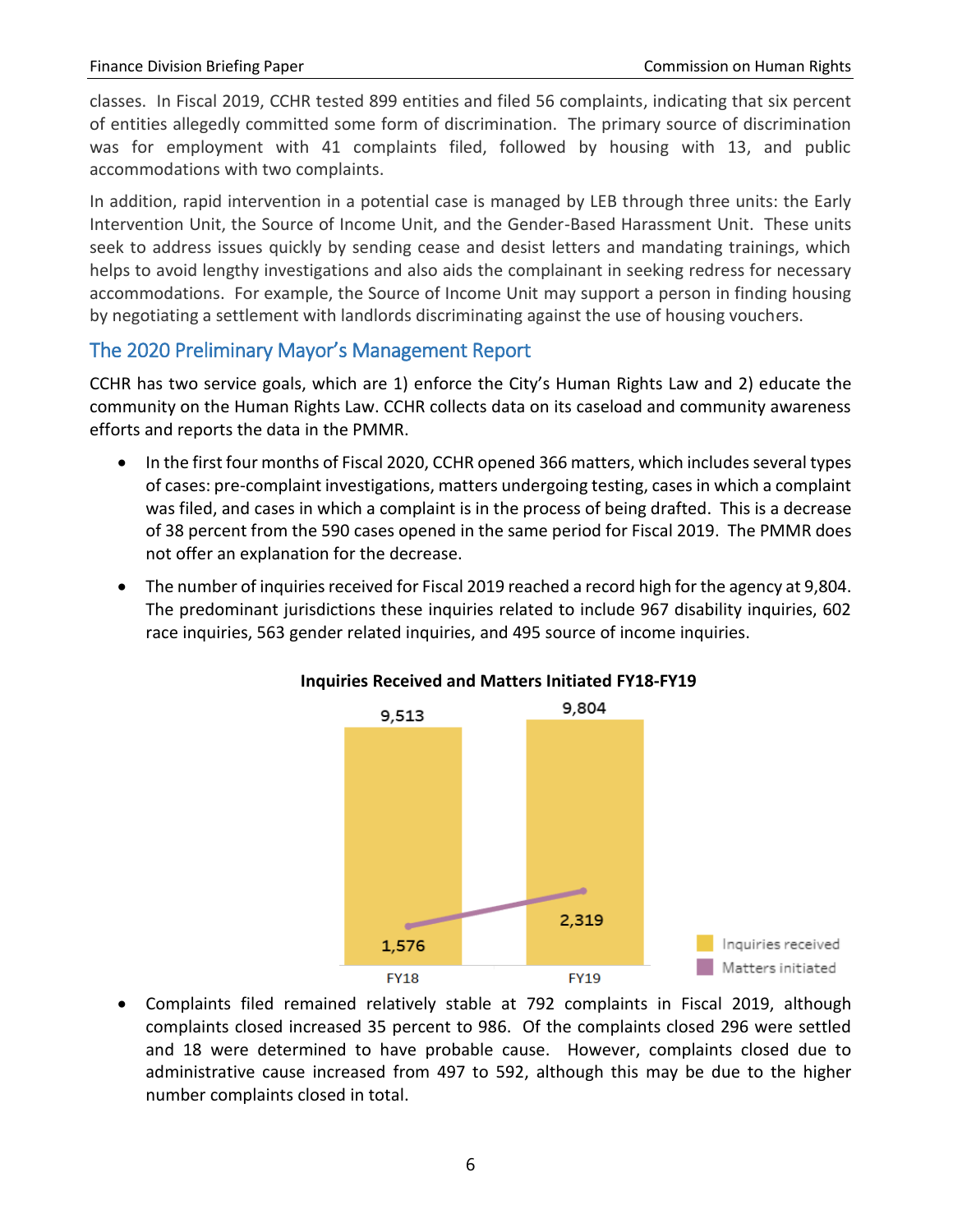classes. In Fiscal 2019, CCHR tested 899 entities and filed 56 complaints, indicating that six percent of entities allegedly committed some form of discrimination. The primary source of discrimination was for employment with 41 complaints filed, followed by housing with 13, and public accommodations with two complaints.

In addition, rapid intervention in a potential case is managed by LEB through three units: the Early Intervention Unit, the Source of Income Unit, and the Gender-Based Harassment Unit. These units seek to address issues quickly by sending cease and desist letters and mandating trainings, which helps to avoid lengthy investigations and also aids the complainant in seeking redress for necessary accommodations. For example, the Source of Income Unit may support a person in finding housing by negotiating a settlement with landlords discriminating against the use of housing vouchers.

## The 2020 Preliminary Mayor's Management Report

CCHR has two service goals, which are 1) enforce the City's Human Rights Law and 2) educate the community on the Human Rights Law. CCHR collects data on its caseload and community awareness efforts and reports the data in the PMMR.

- In the first four months of Fiscal 2020, CCHR opened 366 matters, which includes several types of cases: pre-complaint investigations, matters undergoing testing, cases in which a complaint was filed, and cases in which a complaint is in the process of being drafted. This is a decrease of 38 percent from the 590 cases opened in the same period for Fiscal 2019. The PMMR does not offer an explanation for the decrease.
- The number of inquiries received for Fiscal 2019 reached a record high for the agency at 9,804. The predominant jurisdictions these inquiries related to include 967 disability inquiries, 602 race inquiries, 563 gender related inquiries, and 495 source of income inquiries.

**Inquiries Received and Matters Initiated FY18-FY19**

| | FY18 | FY19 |
|---|---|---|
| Inquiries received | 9,513 | 9,804 |
| Matters initiated | 1,576 | 2,319 |

- Complaints filed remained relatively stable at 792 complaints in Fiscal 2019, although complaints closed increased 35 percent to 986. Of the complaints closed 296 were settled and 18 were determined to have probable cause. However, complaints closed due to administrative cause increased from 497 to 592, although this may be due to the higher number complaints closed in total.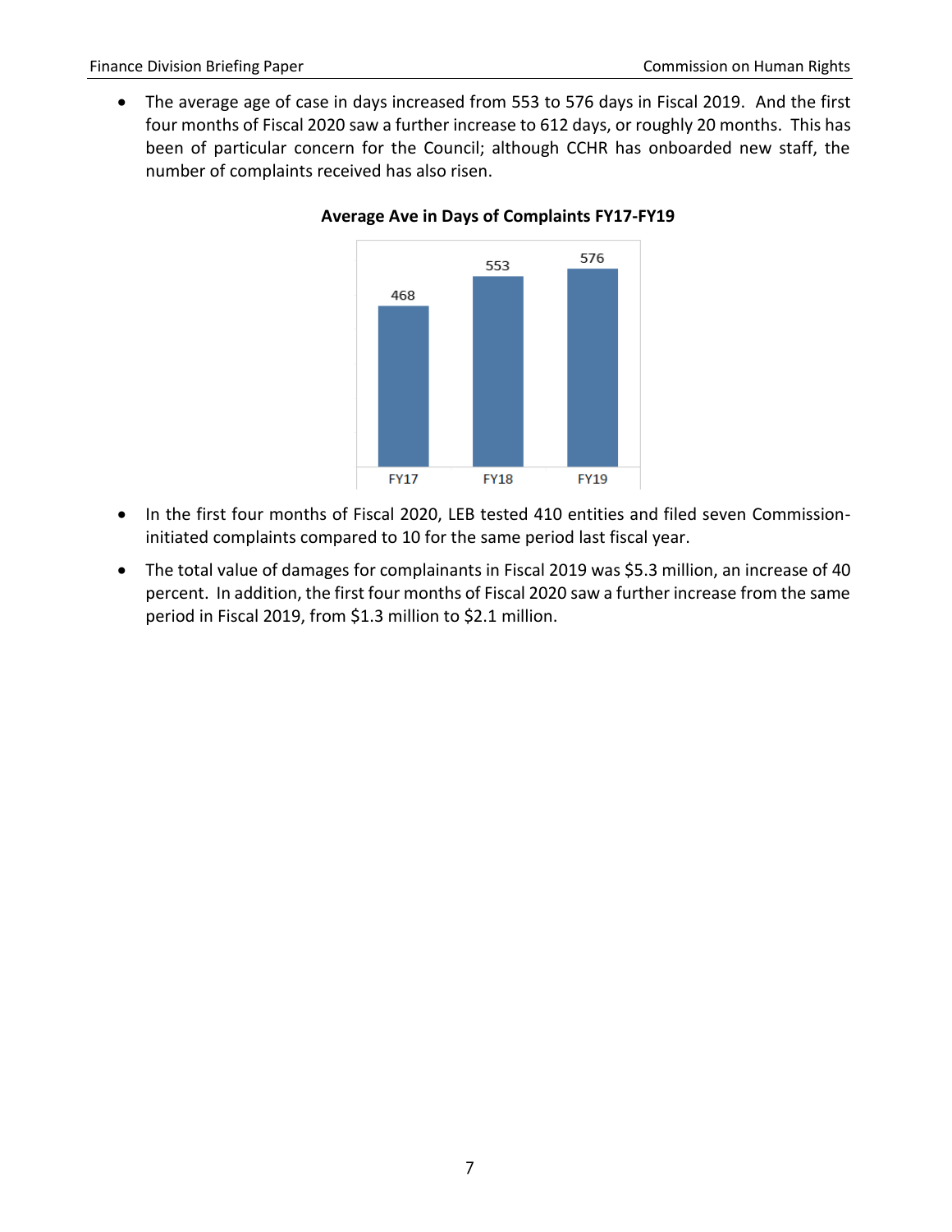- The average age of case in days increased from 553 to 576 days in Fiscal 2019. And the first four months of Fiscal 2020 saw a further increase to 612 days, or roughly 20 months. This has been of particular concern for the Council; although CCHR has onboarded new staff, the number of complaints received has also risen.

**Average Ave in Days of Complaints FY17-FY19**

| FY17 | FY18 | FY19 |
|---|---|---|
| 468 | 553 | 576 |

- In the first four months of Fiscal 2020, LEB tested 410 entities and filed seven Commission-initiated complaints compared to 10 for the same period last fiscal year.
- The total value of damages for complainants in Fiscal 2019 was $5.3 million, an increase of 40 percent. In addition, the first four months of Fiscal 2020 saw a further increase from the same period in Fiscal 2019, from $1.3 million to $2.1 million.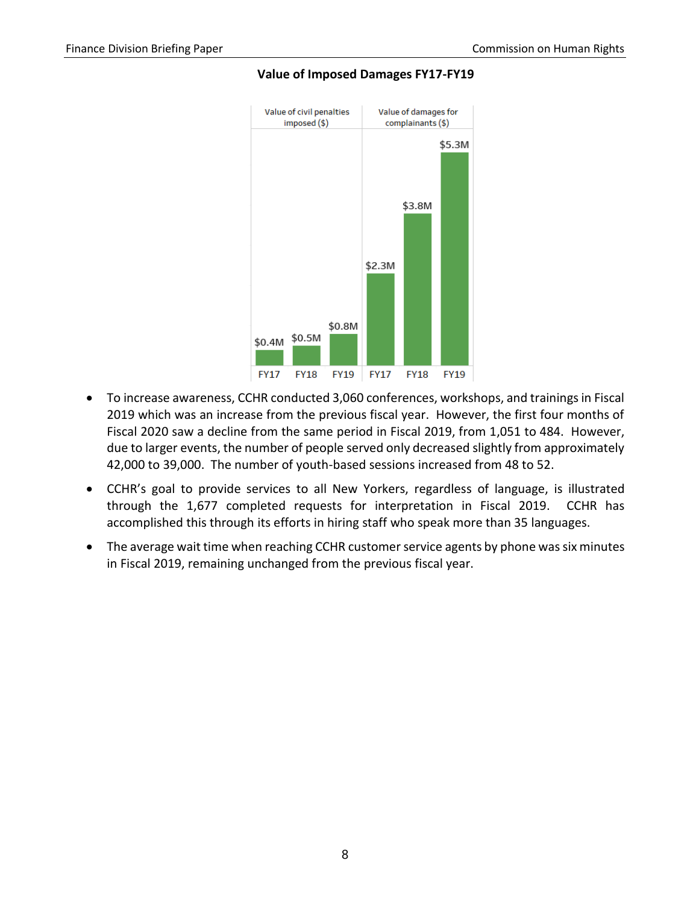**Value of Imposed Damages FY17-FY19**

| | Value of civil penalties imposed ($) | Value of damages for complainants ($) |
|---|---|---|
| FY17 | $0.4M | $2.3M |
| FY18 | $0.5M | $3.8M |
| FY19 | $0.8M | $5.3M |

- To increase awareness, CCHR conducted 3,060 conferences, workshops, and trainings in Fiscal 2019 which was an increase from the previous fiscal year. However, the first four months of Fiscal 2020 saw a decline from the same period in Fiscal 2019, from 1,051 to 484. However, due to larger events, the number of people served only decreased slightly from approximately 42,000 to 39,000. The number of youth-based sessions increased from 48 to 52.
- CCHR's goal to provide services to all New Yorkers, regardless of language, is illustrated through the 1,677 completed requests for interpretation in Fiscal 2019. CCHR has accomplished this through its efforts in hiring staff who speak more than 35 languages.
- The average wait time when reaching CCHR customer service agents by phone was six minutes in Fiscal 2019, remaining unchanged from the previous fiscal year.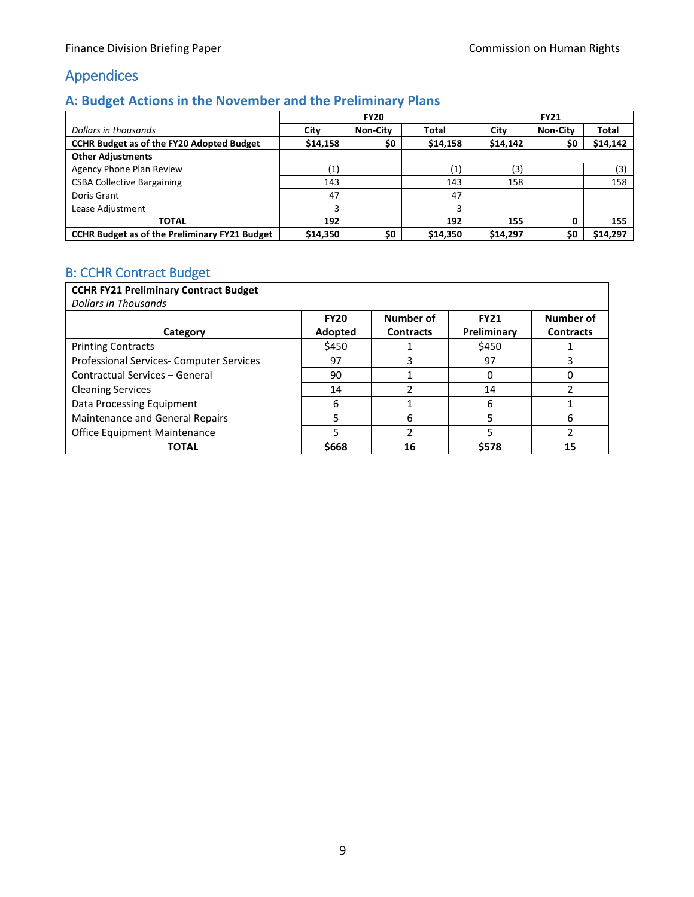## Appendices

### A: Budget Actions in the November and the Preliminary Plans

| | FY20 | | | FY21 | | |
|---|---|---|---|---|---|---|
| *Dollars in thousands* | City | Non-City | Total | City | Non-City | Total |
| **CCHR Budget as of the FY20 Adopted Budget** | **$14,158** | **$0** | **$14,158** | **$14,142** | **$0** | **$14,142** |
| **Other Adjustments** | | | | | | |
| Agency Phone Plan Review | (1) | | (1) | (3) | | (3) |
| CSBA Collective Bargaining | 143 | | 143 | 158 | | 158 |
| Doris Grant | 47 | | 47 | | | |
| Lease Adjustment | 3 | | 3 | | | |
| **TOTAL** | **192** | | **192** | **155** | **0** | **155** |
| **CCHR Budget as of the Preliminary FY21 Budget** | **$14,350** | **$0** | **$14,350** | **$14,297** | **$0** | **$14,297** |

### B: CCHR Contract Budget

**CCHR FY21 Preliminary Contract Budget**
*Dollars in Thousands*

| Category | FY20 Adopted | Number of Contracts | FY21 Preliminary | Number of Contracts |
|---|---|---|---|---|
| Printing Contracts | $450 | 1 | $450 | 1 |
| Professional Services- Computer Services | 97 | 3 | 97 | 3 |
| Contractual Services – General | 90 | 1 | 0 | 0 |
| Cleaning Services | 14 | 2 | 14 | 2 |
| Data Processing Equipment | 6 | 1 | 6 | 1 |
| Maintenance and General Repairs | 5 | 6 | 5 | 6 |
| Office Equipment Maintenance | 5 | 2 | 5 | 2 |
| **TOTAL** | **$668** | **16** | **$578** | **15** |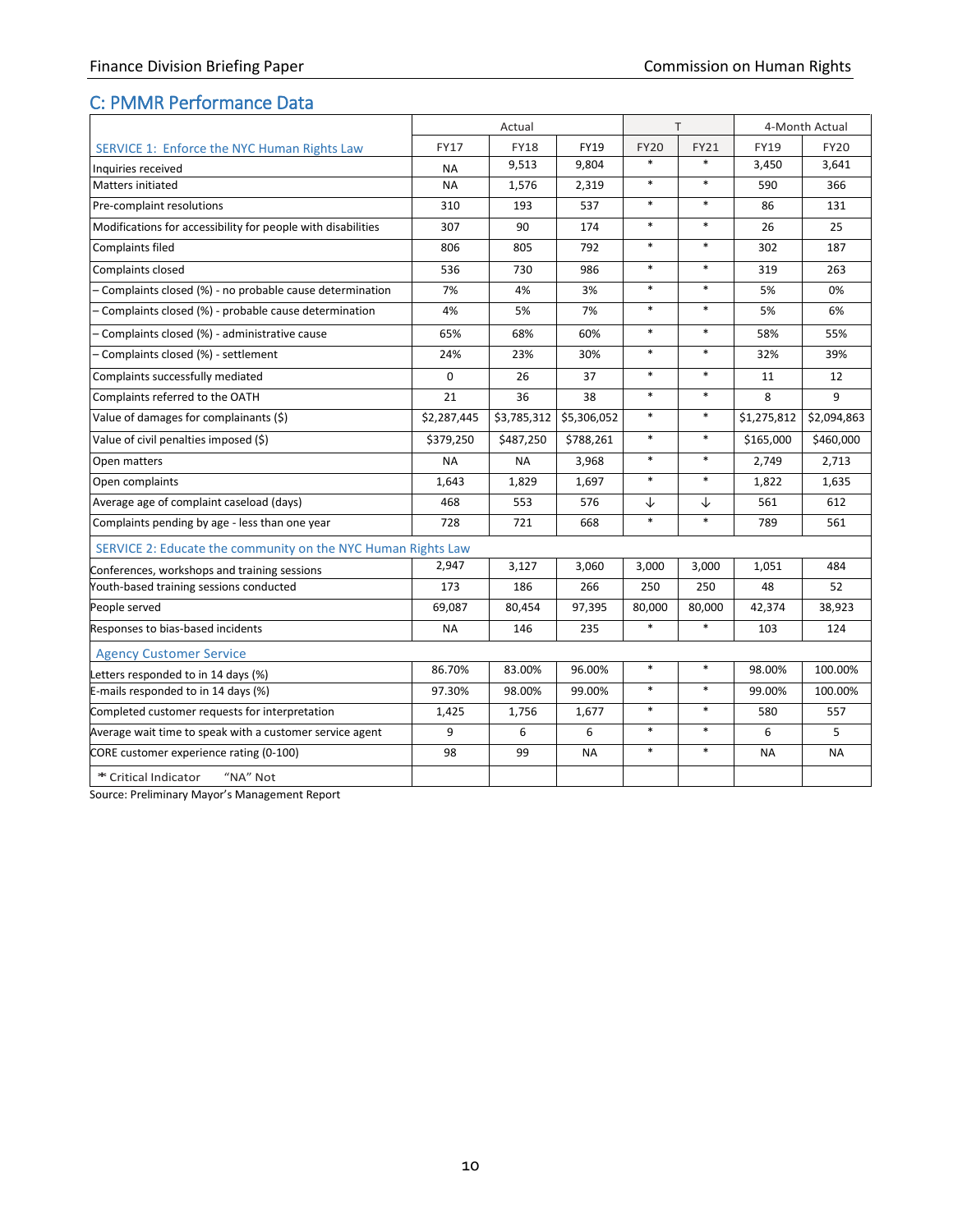## C: PMMR Performance Data

| | Actual | | | T | | 4-Month Actual | |
|---|---|---|---|---|---|---|---|
| SERVICE 1: Enforce the NYC Human Rights Law | FY17 | FY18 | FY19 | FY20 | FY21 | FY19 | FY20 |
| Inquiries received | NA | 9,513 | 9,804 | * | * | 3,450 | 3,641 |
| Matters initiated | NA | 1,576 | 2,319 | * | * | 590 | 366 |
| Pre-complaint resolutions | 310 | 193 | 537 | * | * | 86 | 131 |
| Modifications for accessibility for people with disabilities | 307 | 90 | 174 | * | * | 26 | 25 |
| Complaints filed | 806 | 805 | 792 | * | * | 302 | 187 |
| Complaints closed | 536 | 730 | 986 | * | * | 319 | 263 |
| – Complaints closed (%) - no probable cause determination | 7% | 4% | 3% | * | * | 5% | 0% |
| – Complaints closed (%) - probable cause determination | 4% | 5% | 7% | * | * | 5% | 6% |
| – Complaints closed (%) - administrative cause | 65% | 68% | 60% | * | * | 58% | 55% |
| – Complaints closed (%) - settlement | 24% | 23% | 30% | * | * | 32% | 39% |
| Complaints successfully mediated | 0 | 26 | 37 | * | * | 11 | 12 |
| Complaints referred to the OATH | 21 | 36 | 38 | * | * | 8 | 9 |
| Value of damages for complainants ($) | $2,287,445 | $3,785,312 | $5,306,052 | * | * | $1,275,812 | $2,094,863 |
| Value of civil penalties imposed ($) | $379,250 | $487,250 | $788,261 | * | * | $165,000 | $460,000 |
| Open matters | NA | NA | 3,968 | * | * | 2,749 | 2,713 |
| Open complaints | 1,643 | 1,829 | 1,697 | * | * | 1,822 | 1,635 |
| Average age of complaint caseload (days) | 468 | 553 | 576 | ↓ | ↓ | 561 | 612 |
| Complaints pending by age - less than one year | 728 | 721 | 668 | * | * | 789 | 561 |
| SERVICE 2: Educate the community on the NYC Human Rights Law | | | | | | | |
| Conferences, workshops and training sessions | 2,947 | 3,127 | 3,060 | 3,000 | 3,000 | 1,051 | 484 |
| Youth-based training sessions conducted | 173 | 186 | 266 | 250 | 250 | 48 | 52 |
| People served | 69,087 | 80,454 | 97,395 | 80,000 | 80,000 | 42,374 | 38,923 |
| Responses to bias-based incidents | NA | 146 | 235 | * | * | 103 | 124 |
| Agency Customer Service | | | | | | | |
| Letters responded to in 14 days (%) | 86.70% | 83.00% | 96.00% | * | * | 98.00% | 100.00% |
| E-mails responded to in 14 days (%) | 97.30% | 98.00% | 99.00% | * | * | 99.00% | 100.00% |
| Completed customer requests for interpretation | 1,425 | 1,756 | 1,677 | * | * | 580 | 557 |
| Average wait time to speak with a customer service agent | 9 | 6 | 6 | * | * | 6 | 5 |
| CORE customer experience rating (0-100) | 98 | 99 | NA | * | * | NA | NA |
| * Critical Indicator "NA" Not | | | | | | | |

Source: Preliminary Mayor's Management Report